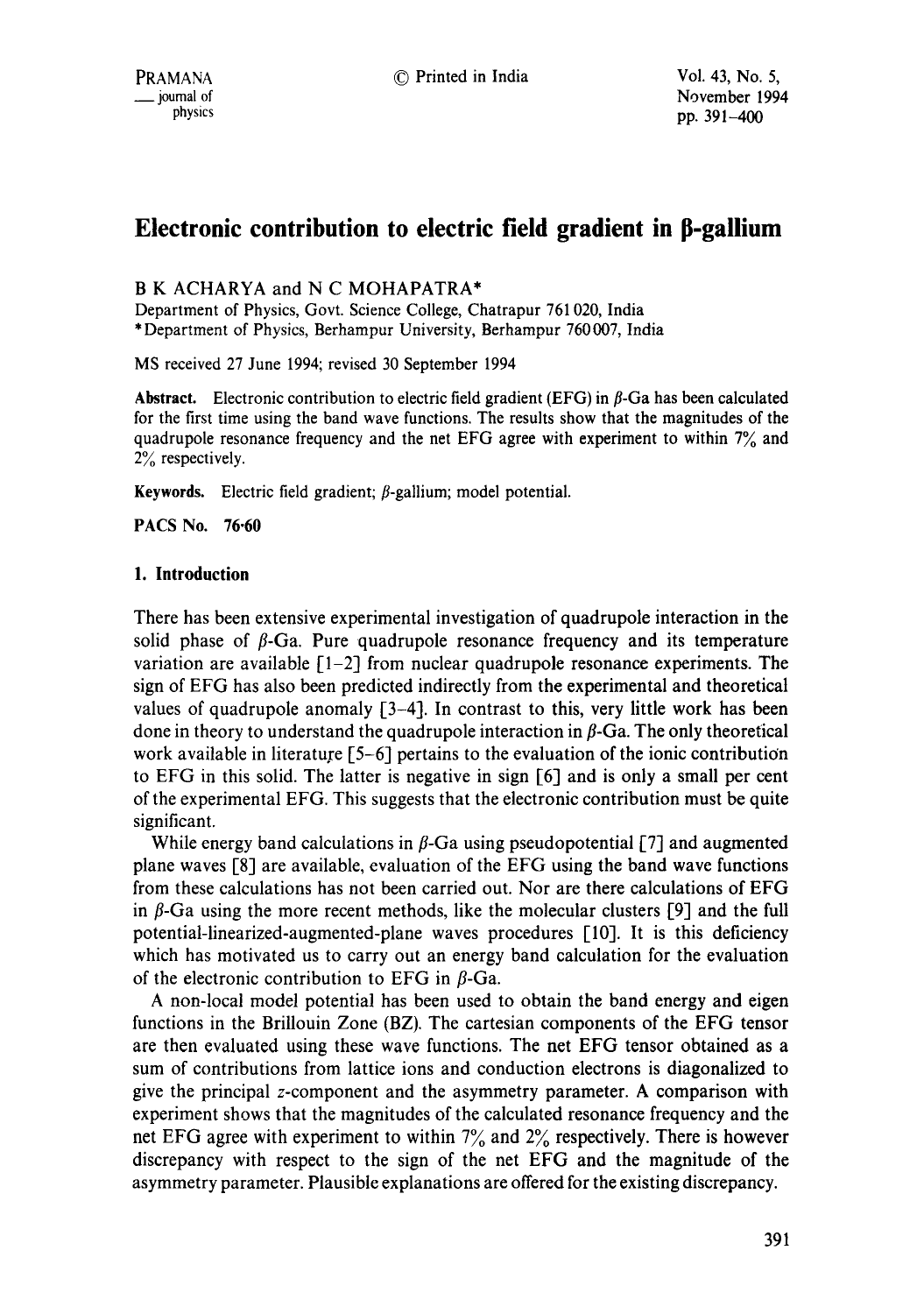# Electronic contribution to electric field gradient in β-gallium

B K ACHARYA and N C MOHAPATRA*

Department of Physics, Govt. Science College, Chatrapur 761 020, India
*Department of Physics, Berhampur University, Berhampur 760 007, India

MS received 27 June 1994; revised 30 September 1994

**Abstract.** Electronic contribution to electric field gradient (EFG) in β-Ga has been calculated for the first time using the band wave functions. The results show that the magnitudes of the quadrupole resonance frequency and the net EFG agree with experiment to within 7% and 2% respectively.

**Keywords.** Electric field gradient; β-gallium; model potential.

**PACS No.** 76·60

## 1. Introduction

There has been extensive experimental investigation of quadrupole interaction in the solid phase of β-Ga. Pure quadrupole resonance frequency and its temperature variation are available [1–2] from nuclear quadrupole resonance experiments. The sign of EFG has also been predicted indirectly from the experimental and theoretical values of quadrupole anomaly [3–4]. In contrast to this, very little work has been done in theory to understand the quadrupole interaction in β-Ga. The only theoretical work available in literature [5–6] pertains to the evaluation of the ionic contribution to EFG in this solid. The latter is negative in sign [6] and is only a small per cent of the experimental EFG. This suggests that the electronic contribution must be quite significant.

While energy band calculations in β-Ga using pseudopotential [7] and augmented plane waves [8] are available, evaluation of the EFG using the band wave functions from these calculations has not been carried out. Nor are there calculations of EFG in β-Ga using the more recent methods, like the molecular clusters [9] and the full potential-linearized-augmented-plane waves procedures [10]. It is this deficiency which has motivated us to carry out an energy band calculation for the evaluation of the electronic contribution to EFG in β-Ga.

A non-local model potential has been used to obtain the band energy and eigen functions in the Brillouin Zone (BZ). The cartesian components of the EFG tensor are then evaluated using these wave functions. The net EFG tensor obtained as a sum of contributions from lattice ions and conduction electrons is diagonalized to give the principal $z$-component and the asymmetry parameter. A comparison with experiment shows that the magnitudes of the calculated resonance frequency and the net EFG agree with experiment to within 7% and 2% respectively. There is however discrepancy with respect to the sign of the net EFG and the magnitude of the asymmetry parameter. Plausible explanations are offered for the existing discrepancy.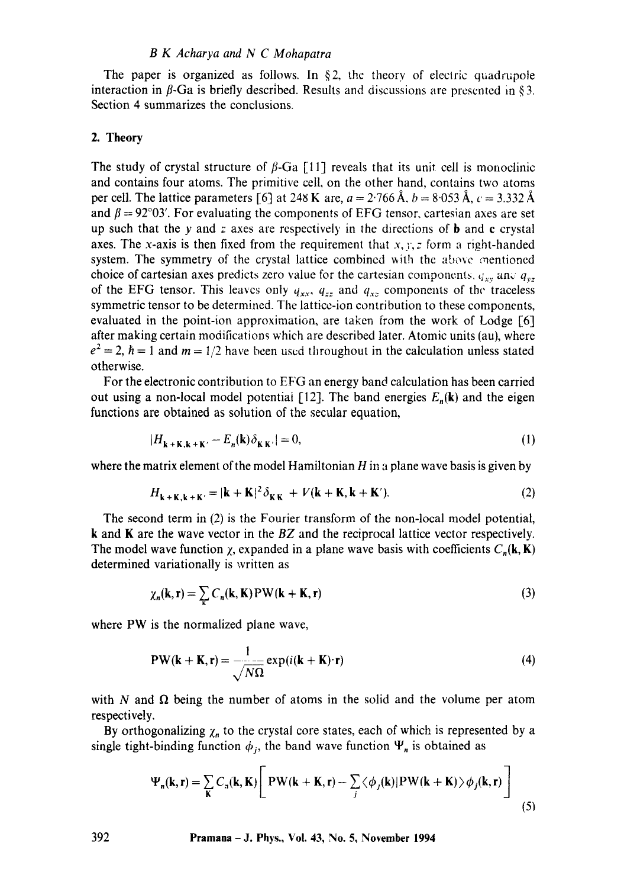The paper is organized as follows. In §2, the theory of electric quadrupole interaction in $\beta$-Ga is briefly described. Results and discussions are presented in §3. Section 4 summarizes the conclusions.

## 2. Theory

The study of crystal structure of $\beta$-Ga [11] reveals that its unit cell is monoclinic and contains four atoms. The primitive cell, on the other hand, contains two atoms per cell. The lattice parameters [6] at 248 K are, $a = 2.766$ Å, $b = 8.053$ Å, $c = 3.332$ Å and $\beta = 92°03'$. For evaluating the components of EFG tensor, cartesian axes are set up such that the $y$ and $z$ axes are respectively in the directions of **b** and **c** crystal axes. The $x$-axis is then fixed from the requirement that $x, y, z$ form a right-handed system. The symmetry of the crystal lattice combined with the above mentioned choice of cartesian axes predicts zero value for the cartesian components, $q_{xy}$ and $q_{yz}$ of the EFG tensor. This leaves only $q_{xx}$, $q_{zz}$ and $q_{xz}$ components of the traceless symmetric tensor to be determined. The lattice-ion contribution to these components, evaluated in the point-ion approximation, are taken from the work of Lodge [6] after making certain modifications which are described later. Atomic units (au), where $e^2 = 2$, $\hbar = 1$ and $m = 1/2$ have been used throughout in the calculation unless stated otherwise.

For the electronic contribution to EFG an energy band calculation has been carried out using a non-local model potential [12]. The band energies $E_n(\mathbf{k})$ and the eigen functions are obtained as solution of the secular equation,

$$|H_{\mathbf{k}+\mathbf{K},\mathbf{k}+\mathbf{K}'} - E_n(\mathbf{k})\delta_{\mathbf{K}\mathbf{K}'}| = 0, \tag{1}$$

where the matrix element of the model Hamiltonian $H$ in a plane wave basis is given by

$$H_{\mathbf{k}+\mathbf{K},\mathbf{k}+\mathbf{K}'} = |\mathbf{k}+\mathbf{K}|^2\delta_{\mathbf{K}\mathbf{K}} + V(\mathbf{k}+\mathbf{K},\mathbf{k}+\mathbf{K}'). \tag{2}$$

The second term in (2) is the Fourier transform of the non-local model potential, $\mathbf{k}$ and $\mathbf{K}$ are the wave vector in the $BZ$ and the reciprocal lattice vector respectively. The model wave function $\chi$, expanded in a plane wave basis with coefficients $C_n(\mathbf{k},\mathbf{K})$ determined variationally is written as

$$\chi_n(\mathbf{k},\mathbf{r}) = \sum_{\mathbf{K}} C_n(\mathbf{k},\mathbf{K})\mathrm{PW}(\mathbf{k}+\mathbf{K},\mathbf{r}) \tag{3}$$

where PW is the normalized plane wave,

$$\mathrm{PW}(\mathbf{k}+\mathbf{K},\mathbf{r}) = \frac{1}{\sqrt{N\Omega}}\exp(i(\mathbf{k}+\mathbf{K})\cdot\mathbf{r}) \tag{4}$$

with $N$ and $\Omega$ being the number of atoms in the solid and the volume per atom respectively.

By orthogonalizing $\chi_n$ to the crystal core states, each of which is represented by a single tight-binding function $\phi_j$, the band wave function $\Psi_n$ is obtained as

$$\Psi_n(\mathbf{k},\mathbf{r}) = \sum_{\mathbf{K}} C_n(\mathbf{k},\mathbf{K})\left[\mathrm{PW}(\mathbf{k}+\mathbf{K},\mathbf{r}) - \sum_j \langle\phi_j(\mathbf{k})|\mathrm{PW}(\mathbf{k}+\mathbf{K})\rangle\phi_j(\mathbf{k},\mathbf{r})\right] \tag{5}$$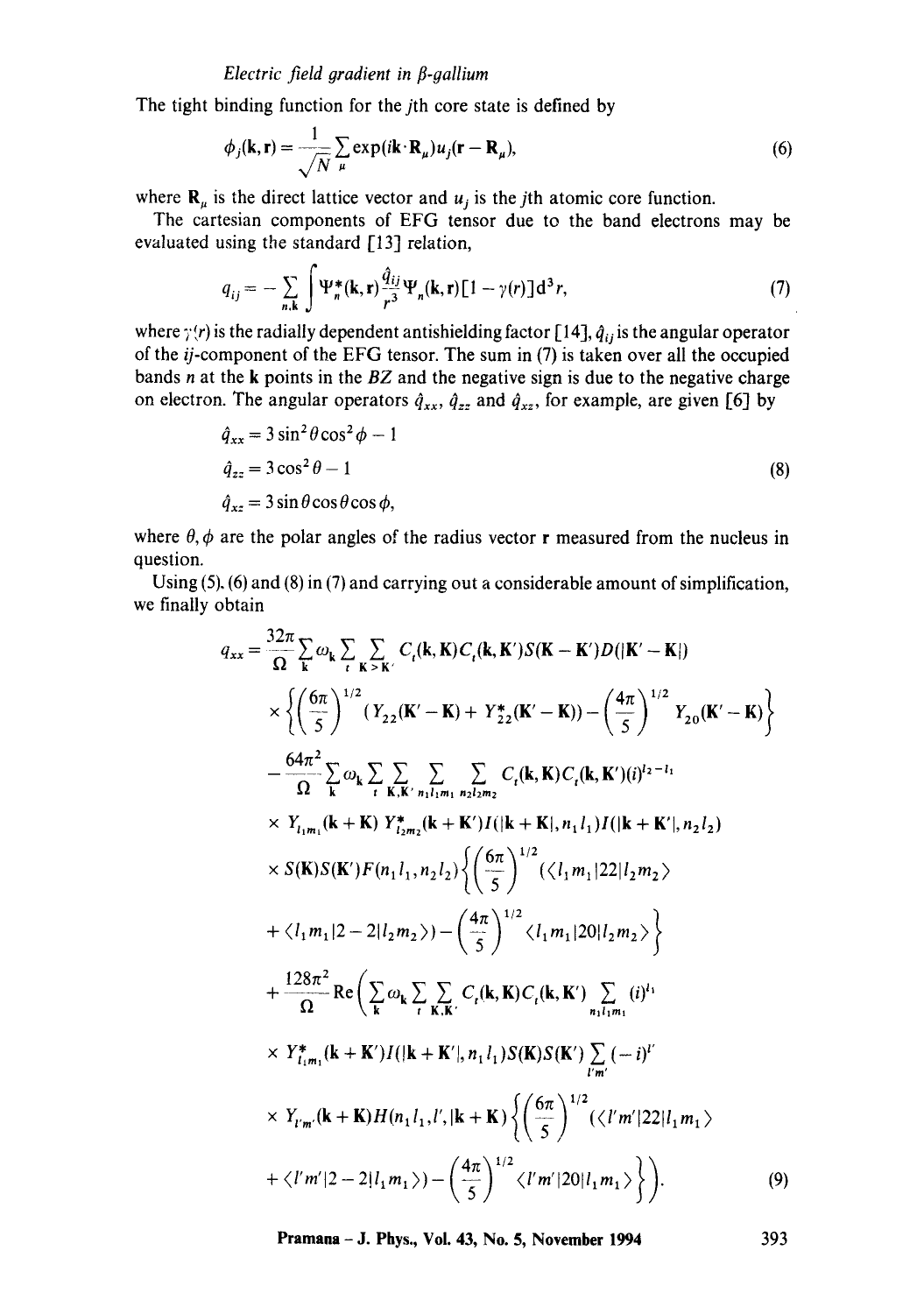The tight binding function for the $j$th core state is defined by

$$\phi_j(\mathbf{k}, \mathbf{r}) = \frac{1}{\sqrt{N}} \sum_{\mu} \exp(i\mathbf{k}\cdot\mathbf{R}_\mu) u_j(\mathbf{r} - \mathbf{R}_\mu), \tag{6}$$

where $\mathbf{R}_\mu$ is the direct lattice vector and $u_j$ is the $j$th atomic core function.

The cartesian components of EFG tensor due to the band electrons may be evaluated using the standard [13] relation,

$$q_{ij} = -\sum_{n,\mathbf{k}} \int \Psi_n^*(\mathbf{k}, \mathbf{r}) \frac{\hat{q}_{ij}}{r^3} \Psi_n(\mathbf{k}, \mathbf{r})[1 - \gamma(r)] \mathrm{d}^3 r, \tag{7}$$

where $\gamma(r)$ is the radially dependent antishielding factor [14], $\hat{q}_{ij}$ is the angular operator of the $ij$-component of the EFG tensor. The sum in (7) is taken over all the occupied bands $n$ at the $\mathbf{k}$ points in the $BZ$ and the negative sign is due to the negative charge on electron. The angular operators $\hat{q}_{xx}$, $\hat{q}_{zz}$ and $\hat{q}_{xz}$, for example, are given [6] by

$$\begin{aligned}
\hat{q}_{xx} &= 3\sin^2\theta\cos^2\phi - 1 \\
\hat{q}_{zz} &= 3\cos^2\theta - 1 \\
\hat{q}_{xz} &= 3\sin\theta\cos\theta\cos\phi,
\end{aligned} \tag{8}$$

where $\theta, \phi$ are the polar angles of the radius vector $\mathbf{r}$ measured from the nucleus in question.

Using (5), (6) and (8) in (7) and carrying out a considerable amount of simplification, we finally obtain

$$\begin{aligned}
q_{xx} = {} & \frac{32\pi}{\Omega} \sum_{\mathbf{k}} \omega_{\mathbf{k}} \sum_{t} \sum_{\mathbf{K} > \mathbf{K}'} C_t(\mathbf{k}, \mathbf{K}) C_t(\mathbf{k}, \mathbf{K}') S(\mathbf{K} - \mathbf{K}') D(|\mathbf{K}' - \mathbf{K}|) \\
& \times \left\{ \left(\frac{6\pi}{5}\right)^{1/2} (Y_{22}(\mathbf{K}' - \mathbf{K}) + Y_{22}^*(\mathbf{K}' - \mathbf{K})) - \left(\frac{4\pi}{5}\right)^{1/2} Y_{20}(\mathbf{K}' - \mathbf{K}) \right\} \\
& - \frac{64\pi^2}{\Omega} \sum_{\mathbf{k}} \omega_{\mathbf{k}} \sum_{t} \sum_{\mathbf{K}, \mathbf{K}'} \sum_{n_1 l_1 m_1} \sum_{n_2 l_2 m_2} C_t(\mathbf{k}, \mathbf{K}) C_t(\mathbf{k}, \mathbf{K}') (i)^{l_2 - l_1} \\
& \times Y_{l_1 m_1}(\mathbf{k} + \mathbf{K}) Y_{l_2 m_2}^*(\mathbf{k} + \mathbf{K}') I(|\mathbf{k} + \mathbf{K}|, n_1 l_1) I(|\mathbf{k} + \mathbf{K}'|, n_2 l_2) \\
& \times S(\mathbf{K}) S(\mathbf{K}') F(n_1 l_1, n_2 l_2) \left\{ \left(\frac{6\pi}{5}\right)^{1/2} (\langle l_1 m_1 | 22 | l_2 m_2 \rangle \right. \\
& \left. + \langle l_1 m_1 | 2 - 2 | l_2 m_2 \rangle) - \left(\frac{4\pi}{5}\right)^{1/2} \langle l_1 m_1 | 20 | l_2 m_2 \rangle \right\} \\
& + \frac{128\pi^2}{\Omega} \mathrm{Re} \left( \sum_{\mathbf{k}} \omega_{\mathbf{k}} \sum_{t} \sum_{\mathbf{K}, \mathbf{K}'} C_t(\mathbf{k}, \mathbf{K}) C_t(\mathbf{k}, \mathbf{K}') \sum_{n_1 l_1 m_1} (i)^{l_1} \right. \\
& \times Y_{l_1 m_1}^*(\mathbf{k} + \mathbf{K}') I(|\mathbf{k} + \mathbf{K}'|, n_1 l_1) S(\mathbf{K}) S(\mathbf{K}') \sum_{l' m'} (-i)^{l'} \\
& \times Y_{l' m'}(\mathbf{k} + \mathbf{K}) H(n_1 l_1, l', |\mathbf{k} + \mathbf{K}) \left\{ \left(\frac{6\pi}{5}\right)^{1/2} (\langle l' m' | 22 | l_1 m_1 \rangle \right. \\
& \left. \left. + \langle l' m' | 2 - 2 | l_1 m_1 \rangle) - \left(\frac{4\pi}{5}\right)^{1/2} \langle l' m' | 20 | l_1 m_1 \rangle \right\} \right).
\end{aligned} \tag{9}$$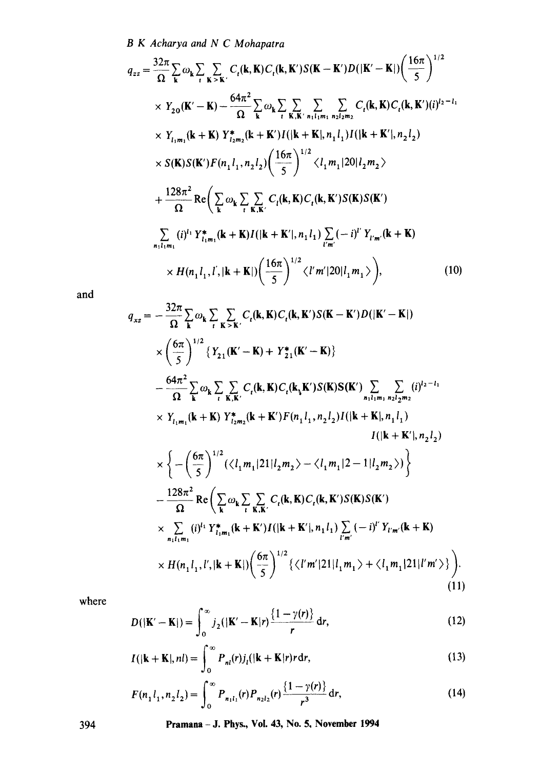$$
\begin{aligned}
q_{zz} = {} & \frac{32\pi}{\Omega}\sum_{\mathbf{k}}\omega_{\mathbf{k}}\sum_{t}\sum_{\mathbf{K}>\mathbf{K}'} C_t(\mathbf{k},\mathbf{K})C_t(\mathbf{k},\mathbf{K}')S(\mathbf{K}-\mathbf{K}')D(|\mathbf{K}'-\mathbf{K}|)\left(\frac{16\pi}{5}\right)^{1/2} \\
& \times Y_{20}(\mathbf{K}'-\mathbf{K}) - \frac{64\pi^2}{\Omega}\sum_{\mathbf{k}}\omega_{\mathbf{k}}\sum_{t}\sum_{\mathbf{K},\mathbf{K}'}\sum_{n_1 l_1 m_1}\sum_{n_2 l_2 m_2} C_t(\mathbf{k},\mathbf{K})C_t(\mathbf{k},\mathbf{K}')(i)^{l_2-l_1} \\
& \times Y_{l_1 m_1}(\mathbf{k}+\mathbf{K})\, Y^*_{l_2 m_2}(\mathbf{k}+\mathbf{K}')I(|\mathbf{k}+\mathbf{K}|,n_1 l_1)I(|\mathbf{k}+\mathbf{K}'|,n_2 l_2) \\
& \times S(\mathbf{K})S(\mathbf{K}')F(n_1 l_1,n_2 l_2)\left(\frac{16\pi}{5}\right)^{1/2}\langle l_1 m_1|20|l_2 m_2\rangle \\
& + \frac{128\pi^2}{\Omega}\mathrm{Re}\Bigg(\sum_{\mathbf{k}}\omega_{\mathbf{k}}\sum_{t}\sum_{\mathbf{K},\mathbf{K}'} C_t(\mathbf{k},\mathbf{K})C_t(\mathbf{k},\mathbf{K}')S(\mathbf{K})S(\mathbf{K}') \\
& \sum_{n_1 l_1 m_1}(i)^{l_1}Y^*_{l_1 m_1}(\mathbf{k}+\mathbf{K})I(|\mathbf{k}+\mathbf{K}'|,n_1 l_1)\sum_{l'm'}(-i)^{l'}Y_{l'm'}(\mathbf{k}+\mathbf{K}) \\
& \times H(n_1 l_1,l',|\mathbf{k}+\mathbf{K}|)\left(\frac{16\pi}{5}\right)^{1/2}\langle l'm'|20|l_1 m_1\rangle\Bigg),
\end{aligned}
\tag{10}
$$

and

$$
\begin{aligned}
q_{xz} = {} & -\frac{32\pi}{\Omega}\sum_{\mathbf{k}}\omega_{\mathbf{k}}\sum_{t}\sum_{\mathbf{K}>\mathbf{K}'} C_t(\mathbf{k},\mathbf{K})C_t(\mathbf{k},\mathbf{K}')S(\mathbf{K}-\mathbf{K}')D(|\mathbf{K}'-\mathbf{K}|) \\
& \times\left(\frac{6\pi}{5}\right)^{1/2}\{Y_{21}(\mathbf{K}'-\mathbf{K})+Y^*_{21}(\mathbf{K}'-\mathbf{K})\} \\
& - \frac{64\pi^2}{\Omega}\sum_{\mathbf{k}}\omega_{\mathbf{k}}\sum_{t}\sum_{\mathbf{K},\mathbf{K}'} C_t(\mathbf{k},\mathbf{K})C_t(\mathbf{k},\mathbf{K}')S(\mathbf{K})S(\mathbf{K}')\sum_{n_1 l_1 m_1}\sum_{n_2 l_2 m_2}(i)^{l_2-l_1} \\
& \times Y_{l_1 m_1}(\mathbf{k}+\mathbf{K})\, Y^*_{l_2 m_2}(\mathbf{k}+\mathbf{K}')F(n_1 l_1,n_2 l_2)I(|\mathbf{k}+\mathbf{K}|,n_1 l_1) \\
& \qquad\qquad\qquad\qquad\qquad\qquad\qquad\qquad I(|\mathbf{k}+\mathbf{K}'|,n_2 l_2) \\
& \times\left\{-\left(\frac{6\pi}{5}\right)^{1/2}(\langle l_1 m_1|21|l_2 m_2\rangle - \langle l_1 m_1|2-1|l_2 m_2\rangle)\right\} \\
& - \frac{128\pi^2}{\Omega}\mathrm{Re}\Bigg(\sum_{\mathbf{k}}\omega_{\mathbf{k}}\sum_{t}\sum_{\mathbf{K},\mathbf{K}'} C_t(\mathbf{k},\mathbf{K})C_t(\mathbf{k},\mathbf{K}')S(\mathbf{K})S(\mathbf{K}') \\
& \times\sum_{n_1 l_1 m_1}(i)^{l_1}Y^*_{l_1 m_1}(\mathbf{k}+\mathbf{K}')I(|\mathbf{k}+\mathbf{K}'|,n_1 l_1)\sum_{l'm'}(-i)^{l'}Y_{l'm'}(\mathbf{k}+\mathbf{K}) \\
& \times H(n_1 l_1,l',|\mathbf{k}+\mathbf{K}|)\left(\frac{6\pi}{5}\right)^{1/2}\{\langle l'm'|21|l_1 m_1\rangle + \langle l_1 m_1|21|l'm'\rangle\}\Bigg).
\end{aligned}
\tag{11}
$$

where

$$
D(|\mathbf{K}'-\mathbf{K}|) = \int_0^\infty j_2(|\mathbf{K}'-\mathbf{K}|r)\frac{\{1-\gamma(r)\}}{r}\,\mathrm{d}r, \tag{12}
$$

$$
I(|\mathbf{k}+\mathbf{K}|,nl) = \int_0^\infty P_{nl}(r)j_l(|\mathbf{k}+\mathbf{K}|r)r\,\mathrm{d}r, \tag{13}
$$

$$
F(n_1 l_1,n_2 l_2) = \int_0^\infty P_{n_1 l_1}(r)P_{n_2 l_2}(r)\frac{\{1-\gamma(r)\}}{r^3}\,\mathrm{d}r, \tag{14}
$$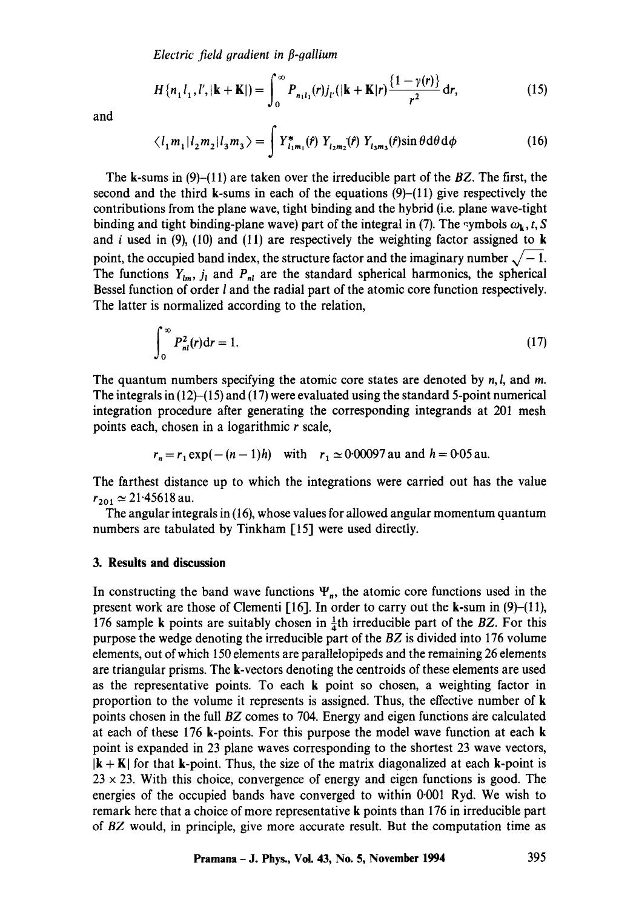$$H\{n_1 l_1, l', |\mathbf{k}+\mathbf{K}|\} = \int_0^\infty P_{n_1 l_1}(r) j_{l'}(|\mathbf{k}+\mathbf{K}|r) \frac{\{1-\gamma(r)\}}{r^2} \mathrm{d}r, \tag{15}$$

and

$$\langle l_1 m_1 | l_2 m_2 | l_3 m_3 \rangle = \int Y^*_{l_1 m_1}(\hat{r})\, Y_{l_2 m_2}(\hat{r})\, Y_{l_3 m_3}(\hat{r}) \sin\theta \mathrm{d}\theta \mathrm{d}\phi \tag{16}$$

The **k**-sums in (9)–(11) are taken over the irreducible part of the *BZ*. The first, the second and the third **k**-sums in each of the equations (9)–(11) give respectively the contributions from the plane wave, tight binding and the hybrid (i.e. plane wave-tight binding and tight binding-plane wave) part of the integral in (7). The symbols $\omega_{\mathbf{k}}, t, S$ and $i$ used in (9), (10) and (11) are respectively the weighting factor assigned to **k** point, the occupied band index, the structure factor and the imaginary number $\sqrt{-1}$. The functions $Y_{lm}$, $j_l$ and $P_{nl}$ are the standard spherical harmonics, the spherical Bessel function of order $l$ and the radial part of the atomic core function respectively. The latter is normalized according to the relation,

$$\int_0^\infty P^2_{nl}(r)\mathrm{d}r = 1. \tag{17}$$

The quantum numbers specifying the atomic core states are denoted by $n, l$, and $m$. The integrals in (12)–(15) and (17) were evaluated using the standard 5-point numerical integration procedure after generating the corresponding integrands at 201 mesh points each, chosen in a logarithmic $r$ scale,

$$r_n = r_1 \exp(-(n-1)h) \quad \text{with} \quad r_1 \simeq 0{\cdot}00097\,\text{au and } h = 0{\cdot}05\,\text{au}.$$

The farthest distance up to which the integrations were carried out has the value $r_{201} \simeq 21{\cdot}45618$ au.

The angular integrals in (16), whose values for allowed angular momentum quantum numbers are tabulated by Tinkham [15] were used directly.

## 3. Results and discussion

In constructing the band wave functions $\Psi_n$, the atomic core functions used in the present work are those of Clementi [16]. In order to carry out the **k**-sum in (9)–(11), 176 sample **k** points are suitably chosen in $\frac{1}{4}$th irreducible part of the *BZ*. For this purpose the wedge denoting the irreducible part of the *BZ* is divided into 176 volume elements, out of which 150 elements are parallelopipeds and the remaining 26 elements are triangular prisms. The **k**-vectors denoting the centroids of these elements are used as the representative points. To each **k** point so chosen, a weighting factor in proportion to the volume it represents is assigned. Thus, the effective number of **k** points chosen in the full *BZ* comes to 704. Energy and eigen functions are calculated at each of these 176 **k**-points. For this purpose the model wave function at each **k** point is expanded in 23 plane waves corresponding to the shortest 23 wave vectors, $|\mathbf{k}+\mathbf{K}|$ for that **k**-point. Thus, the size of the matrix diagonalized at each **k**-point is $23 \times 23$. With this choice, convergence of energy and eigen functions is good. The energies of the occupied bands have converged to within 0·001 Ryd. We wish to remark here that a choice of more representative **k** points than 176 in irreducible part of *BZ* would, in principle, give more accurate result. But the computation time as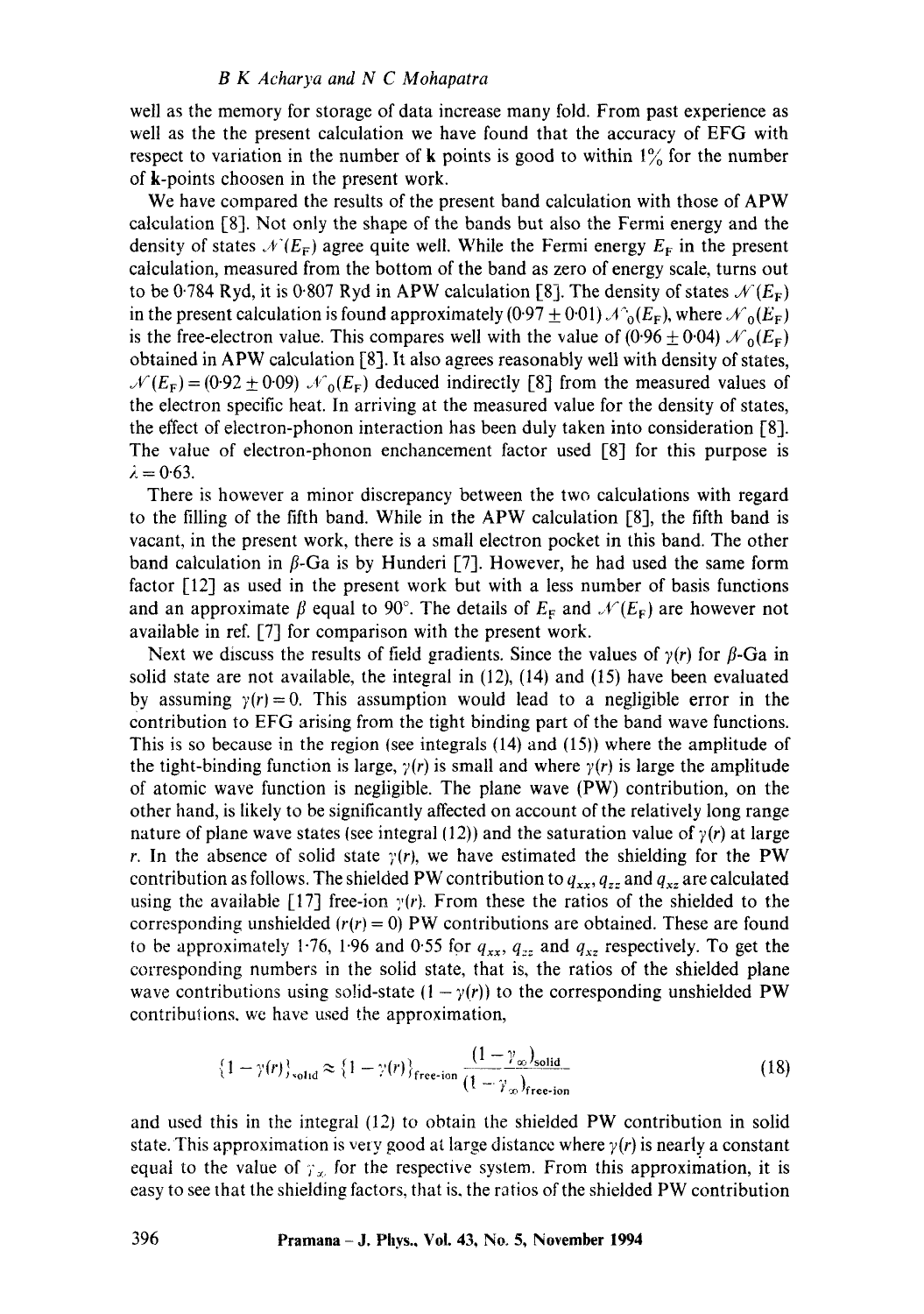well as the memory for storage of data increase many fold. From past experience as well as the the present calculation we have found that the accuracy of EFG with respect to variation in the number of **k** points is good to within 1% for the number of **k**-points choosen in the present work.

We have compared the results of the present band calculation with those of APW calculation [8]. Not only the shape of the bands but also the Fermi energy and the density of states $\mathcal{N}(E_F)$ agree quite well. While the Fermi energy $E_F$ in the present calculation, measured from the bottom of the band as zero of energy scale, turns out to be 0·784 Ryd, it is 0·807 Ryd in APW calculation [8]. The density of states $\mathcal{N}(E_F)$ in the present calculation is found approximately $(0{\cdot}97 \pm 0{\cdot}01)\,\mathcal{N}_0(E_F)$, where $\mathcal{N}_0(E_F)$ is the free-electron value. This compares well with the value of $(0{\cdot}96 \pm 0{\cdot}04)\,\mathcal{N}_0(E_F)$ obtained in APW calculation [8]. It also agrees reasonably well with density of states, $\mathcal{N}(E_F) = (0{\cdot}92 \pm 0{\cdot}09)\,\mathcal{N}_0(E_F)$ deduced indirectly [8] from the measured values of the electron specific heat. In arriving at the measured value for the density of states, the effect of electron-phonon interaction has been duly taken into consideration [8]. The value of electron-phonon enchancement factor used [8] for this purpose is $\lambda = 0{\cdot}63$.

There is however a minor discrepancy between the two calculations with regard to the filling of the fifth band. While in the APW calculation [8], the fifth band is vacant, in the present work, there is a small electron pocket in this band. The other band calculation in $\beta$-Ga is by Hunderi [7]. However, he had used the same form factor [12] as used in the present work but with a less number of basis functions and an approximate $\beta$ equal to 90°. The details of $E_F$ and $\mathcal{N}(E_F)$ are however not available in ref. [7] for comparison with the present work.

Next we discuss the results of field gradients. Since the values of $\gamma(r)$ for $\beta$-Ga in solid state are not available, the integral in (12), (14) and (15) have been evaluated by assuming $\gamma(r) = 0$. This assumption would lead to a negligible error in the contribution to EFG arising from the tight binding part of the band wave functions. This is so because in the region (see integrals (14) and (15)) where the amplitude of the tight-binding function is large, $\gamma(r)$ is small and where $\gamma(r)$ is large the amplitude of atomic wave function is negligible. The plane wave (PW) contribution, on the other hand, is likely to be significantly affected on account of the relatively long range nature of plane wave states (see integral (12)) and the saturation value of $\gamma(r)$ at large $r$. In the absence of solid state $\gamma(r)$, we have estimated the shielding for the PW contribution as follows. The shielded PW contribution to $q_{xx}$, $q_{zz}$ and $q_{xz}$ are calculated using the available [17] free-ion $\gamma(r)$. From these the ratios of the shielded to the corresponding unshielded ($r(r) = 0$) PW contributions are obtained. These are found to be approximately 1·76, 1·96 and 0·55 for $q_{xx}$, $q_{zz}$ and $q_{xz}$ respectively. To get the corresponding numbers in the solid state, that is, the ratios of the shielded plane wave contributions using solid-state $(1 - \gamma(r))$ to the corresponding unshielded PW contributions, we have used the approximation,

$$\{1 - \gamma(r)\}_{\text{solid}} \approx \{1 - \gamma(r)\}_{\text{free-ion}} \frac{(1 - \gamma_\infty)_{\text{solid}}}{(1 - \gamma_\infty)_{\text{free-ion}}} \tag{18}$$

and used this in the integral (12) to obtain the shielded PW contribution in solid state. This approximation is very good at large distance where $\gamma(r)$ is nearly a constant equal to the value of $\gamma_\infty$ for the respective system. From this approximation, it is easy to see that the shielding factors, that is, the ratios of the shielded PW contribution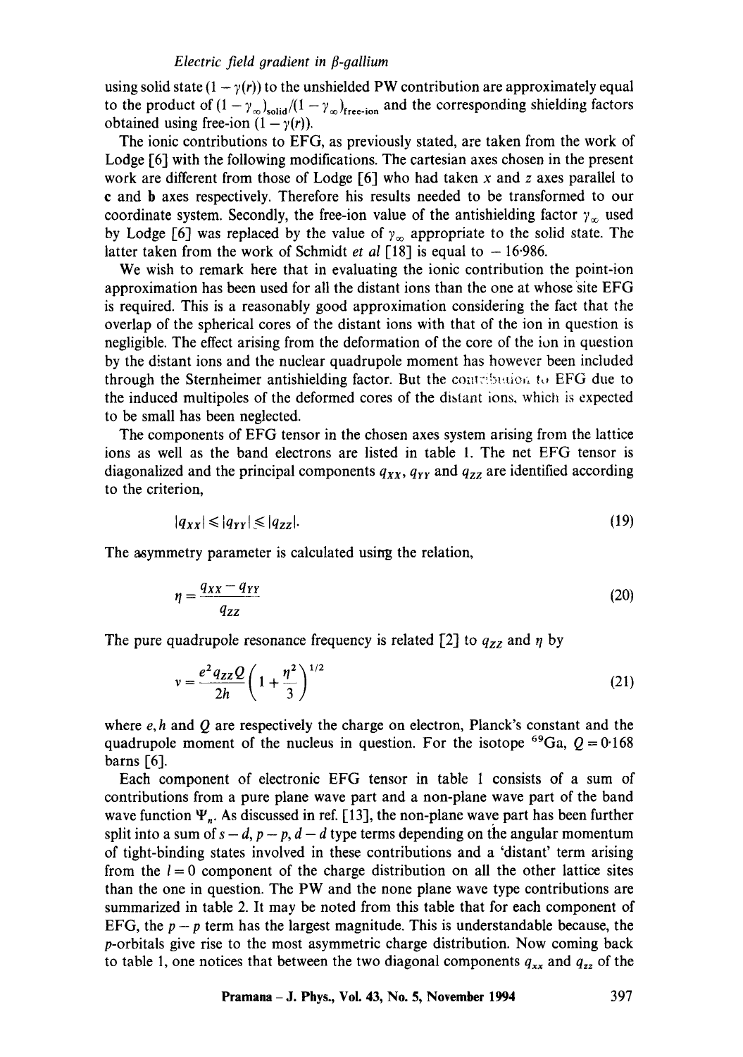using solid state $(1 - \gamma(r))$ to the unshielded PW contribution are approximately equal to the product of $(1 - \gamma_\infty)_{\text{solid}}/(1 - \gamma_\infty)_{\text{free-ion}}$ and the corresponding shielding factors obtained using free-ion $(1 - \gamma(r))$.

The ionic contributions to EFG, as previously stated, are taken from the work of Lodge [6] with the following modifications. The cartesian axes chosen in the present work are different from those of Lodge [6] who had taken $x$ and $z$ axes parallel to **c** and **b** axes respectively. Therefore his results needed to be transformed to our coordinate system. Secondly, the free-ion value of the antishielding factor $\gamma_\infty$ used by Lodge [6] was replaced by the value of $\gamma_\infty$ appropriate to the solid state. The latter taken from the work of Schmidt *et al* [18] is equal to $-16{\cdot}986$.

We wish to remark here that in evaluating the ionic contribution the point-ion approximation has been used for all the distant ions than the one at whose site EFG is required. This is a reasonably good approximation considering the fact that the overlap of the spherical cores of the distant ions with that of the ion in question is negligible. The effect arising from the deformation of the core of the ion in question by the distant ions and the nuclear quadrupole moment has however been included through the Sternheimer antishielding factor. But the contribution to EFG due to the induced multipoles of the deformed cores of the distant ions, which is expected to be small has been neglected.

The components of EFG tensor in the chosen axes system arising from the lattice ions as well as the band electrons are listed in table 1. The net EFG tensor is diagonalized and the principal components $q_{XX}$, $q_{YY}$ and $q_{ZZ}$ are identified according to the criterion,

$$|q_{XX}| \leqslant |q_{YY}| \leqslant |q_{ZZ}|. \tag{19}$$

The asymmetry parameter is calculated using the relation,

$$\eta = \frac{q_{XX} - q_{YY}}{q_{ZZ}} \tag{20}$$

The pure quadrupole resonance frequency is related [2] to $q_{ZZ}$ and $\eta$ by

$$\nu = \frac{e^2 q_{ZZ} Q}{2h}\left(1 + \frac{\eta^2}{3}\right)^{1/2} \tag{21}$$

where $e, h$ and $Q$ are respectively the charge on electron, Planck's constant and the quadrupole moment of the nucleus in question. For the isotope $^{69}$Ga, $Q = 0{\cdot}168$ barns [6].

Each component of electronic EFG tensor in table 1 consists of a sum of contributions from a pure plane wave part and a non-plane wave part of the band wave function $\Psi_n$. As discussed in ref. [13], the non-plane wave part has been further split into a sum of $s-d$, $p-p$, $d-d$ type terms depending on the angular momentum of tight-binding states involved in these contributions and a 'distant' term arising from the $l = 0$ component of the charge distribution on all the other lattice sites than the one in question. The PW and the none plane wave type contributions are summarized in table 2. It may be noted from this table that for each component of EFG, the $p-p$ term has the largest magnitude. This is understandable because, the $p$-orbitals give rise to the most asymmetric charge distribution. Now coming back to table 1, one notices that between the two diagonal components $q_{xx}$ and $q_{zz}$ of the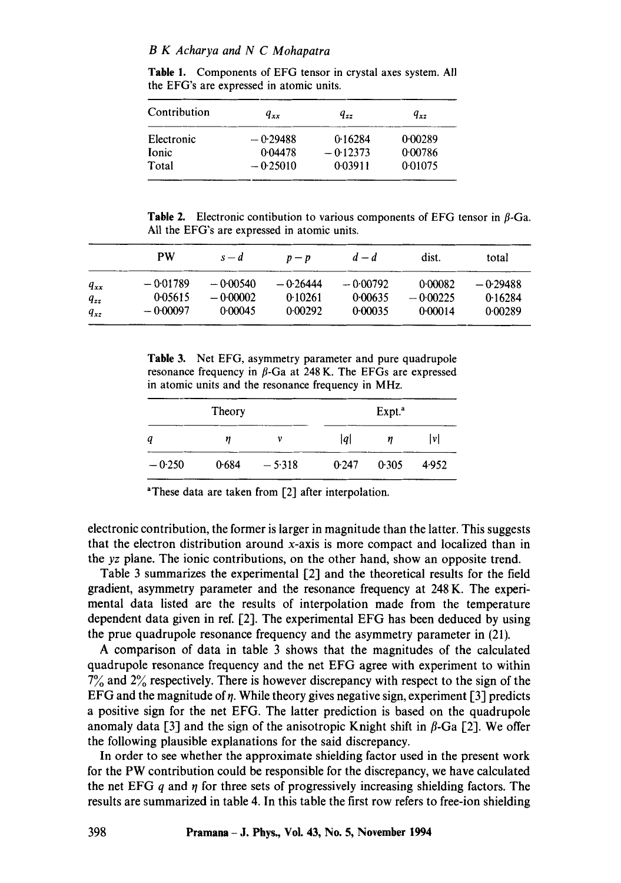**Table 1.** Components of EFG tensor in crystal axes system. All the EFG's are expressed in atomic units.

| Contribution | $q_{xx}$ | $q_{zz}$ | $q_{xz}$ |
|---|---|---|---|
| Electronic | −0·29488 | 0·16284 | 0·00289 |
| Ionic | 0·04478 | −0·12373 | 0·00786 |
| Total | −0·25010 | 0·03911 | 0·01075 |

**Table 2.** Electronic contibution to various components of EFG tensor in $\beta$-Ga. All the EFG's are expressed in atomic units.

| | PW | $s-d$ | $p-p$ | $d-d$ | dist. | total |
|---|---|---|---|---|---|---|
| $q_{xx}$ | −0·01789 | −0·00540 | −0·26444 | −0·00792 | 0·00082 | −0·29488 |
| $q_{zz}$ | 0·05615 | −0·00002 | 0·10261 | 0·00635 | −0·00225 | 0·16284 |
| $q_{xz}$ | −0·00097 | 0·00045 | 0·00292 | 0·00035 | 0·00014 | 0·00289 |

**Table 3.** Net EFG, asymmetry parameter and pure quadrupole resonance frequency in $\beta$-Ga at 248 K. The EFGs are expressed in atomic units and the resonance frequency in MHz.

| Theory | | | Expt.[a] | | |
|---|---|---|---|---|---|
| $q$ | $\eta$ | $v$ | $\lvert q\rvert$ | $\eta$ | $\lvert v\rvert$ |
| −0·250 | 0·684 | −5·318 | 0·247 | 0·305 | 4·952 |

[a]These data are taken from [2] after interpolation.

electronic contribution, the former is larger in magnitude than the latter. This suggests that the electron distribution around $x$-axis is more compact and localized than in the $yz$ plane. The ionic contributions, on the other hand, show an opposite trend.

Table 3 summarizes the experimental [2] and the theoretical results for the field gradient, asymmetry parameter and the resonance frequency at 248 K. The experimental data listed are the results of interpolation made from the temperature dependent data given in ref. [2]. The experimental EFG has been deduced by using the prue quadrupole resonance frequency and the asymmetry parameter in (21).

A comparison of data in table 3 shows that the magnitudes of the calculated quadrupole resonance frequency and the net EFG agree with experiment to within 7% and 2% respectively. There is however discrepancy with respect to the sign of the EFG and the magnitude of $\eta$. While theory gives negative sign, experiment [3] predicts a positive sign for the net EFG. The latter prediction is based on the quadrupole anomaly data [3] and the sign of the anisotropic Knight shift in $\beta$-Ga [2]. We offer the following plausible explanations for the said discrepancy.

In order to see whether the approximate shielding factor used in the present work for the PW contribution could be responsible for the discrepancy, we have calculated the net EFG $q$ and $\eta$ for three sets of progressively increasing shielding factors. The results are summarized in table 4. In this table the first row refers to free-ion shielding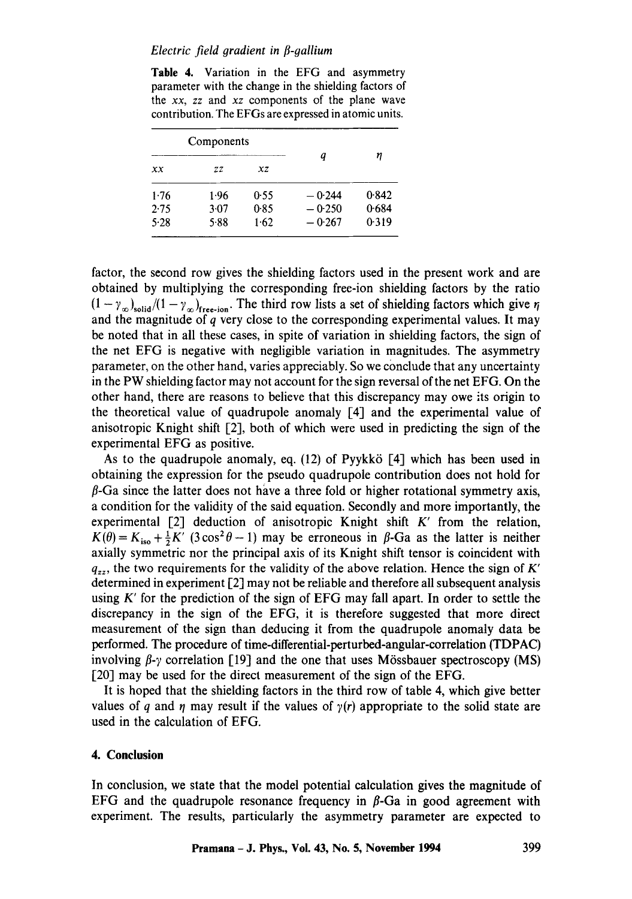**Table 4.** Variation in the EFG and asymmetry parameter with the change in the shielding factors of the $xx$, $zz$ and $xz$ components of the plane wave contribution. The EFGs are expressed in atomic units.

| Components | | | $q$ | $\eta$ |
|---|---|---|---|---|
| $xx$ | $zz$ | $xz$ | | |
| 1·76 | 1·96 | 0·55 | −0·244 | 0·842 |
| 2·75 | 3·07 | 0·85 | −0·250 | 0·684 |
| 5·28 | 5·88 | 1·62 | −0·267 | 0·319 |

factor, the second row gives the shielding factors used in the present work and are obtained by multiplying the corresponding free-ion shielding factors by the ratio $(1-\gamma_\infty)_{\text{solid}}/(1-\gamma_\infty)_{\text{free-ion}}$. The third row lists a set of shielding factors which give $\eta$ and the magnitude of $q$ very close to the corresponding experimental values. It may be noted that in all these cases, in spite of variation in shielding factors, the sign of the net EFG is negative with negligible variation in magnitudes. The asymmetry parameter, on the other hand, varies appreciably. So we conclude that any uncertainty in the PW shielding factor may not account for the sign reversal of the net EFG. On the other hand, there are reasons to believe that this discrepancy may owe its origin to the theoretical value of quadrupole anomaly [4] and the experimental value of anisotropic Knight shift [2], both of which were used in predicting the sign of the experimental EFG as positive.

As to the quadrupole anomaly, eq. (12) of Pyykkö [4] which has been used in obtaining the expression for the pseudo quadrupole contribution does not hold for $\beta$-Ga since the latter does not have a three fold or higher rotational symmetry axis, a condition for the validity of the said equation. Secondly and more importantly, the experimental [2] deduction of anisotropic Knight shift $K'$ from the relation, $K(\theta) = K_{\text{iso}} + \frac{1}{2}K' \, (3\cos^2\theta - 1)$ may be erroneous in $\beta$-Ga as the latter is neither axially symmetric nor the principal axis of its Knight shift tensor is coincident with $q_{zz}$, the two requirements for the validity of the above relation. Hence the sign of $K'$ determined in experiment [2] may not be reliable and therefore all subsequent analysis using $K'$ for the prediction of the sign of EFG may fall apart. In order to settle the discrepancy in the sign of the EFG, it is therefore suggested that more direct measurement of the sign than deducing it from the quadrupole anomaly data be performed. The procedure of time-differential-perturbed-angular-correlation (TDPAC) involving $\beta$-$\gamma$ correlation [19] and the one that uses Mössbauer spectroscopy (MS) [20] may be used for the direct measurement of the sign of the EFG.

It is hoped that the shielding factors in the third row of table 4, which give better values of $q$ and $\eta$ may result if the values of $\gamma(r)$ appropriate to the solid state are used in the calculation of EFG.

## 4. Conclusion

In conclusion, we state that the model potential calculation gives the magnitude of EFG and the quadrupole resonance frequency in $\beta$-Ga in good agreement with experiment. The results, particularly the asymmetry parameter are expected to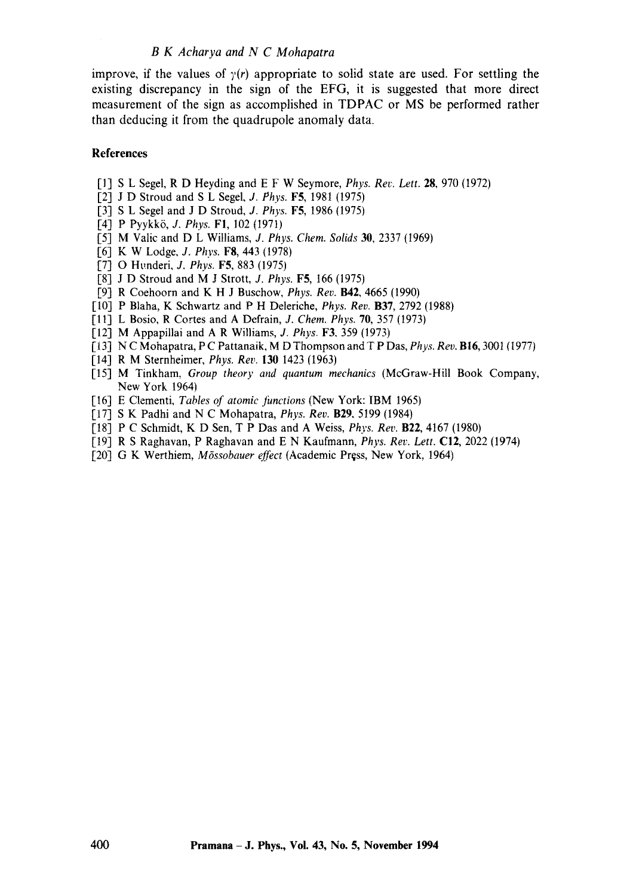improve, if the values of $\gamma(r)$ appropriate to solid state are used. For settling the existing discrepancy in the sign of the EFG, it is suggested that more direct measurement of the sign as accomplished in TDPAC or MS be performed rather than deducing it from the quadrupole anomaly data.

## References

[1] S L Segel, R D Heyding and E F W Seymore, *Phys. Rev. Lett.* **28**, 970 (1972)
[2] J D Stroud and S L Segel, *J. Phys.* **F5**, 1981 (1975)
[3] S L Segel and J D Stroud, *J. Phys.* **F5**, 1986 (1975)
[4] P Pyykkö, *J. Phys.* **F1**, 102 (1971)
[5] M Valic and D L Williams, *J. Phys. Chem. Solids* **30**, 2337 (1969)
[6] K W Lodge, *J. Phys.* **F8**, 443 (1978)
[7] O Hunderi, *J. Phys.* **F5**, 883 (1975)
[8] J D Stroud and M J Strott, *J. Phys.* **F5**, 166 (1975)
[9] R Coehoorn and K H J Buschow, *Phys. Rev.* **B42**, 4665 (1990)
[10] P Blaha, K Schwartz and P H Deleriche, *Phys. Rev.* **B37**, 2792 (1988)
[11] L Bosio, R Cortes and A Defrain, *J. Chem. Phys.* **70**, 357 (1973)
[12] M Appapillai and A R Williams, *J. Phys.* **F3**, 359 (1973)
[13] N C Mohapatra, P C Pattanaik, M D Thompson and T P Das, *Phys. Rev.* **B16**, 3001 (1977)
[14] R M Sternheimer, *Phys. Rev.* **130** 1423 (1963)
[15] M Tinkham, *Group theory and quantum mechanics* (McGraw-Hill Book Company, New York 1964)
[16] E Clementi, *Tables of atomic functions* (New York: IBM 1965)
[17] S K Padhi and N C Mohapatra, *Phys. Rev.* **B29**, 5199 (1984)
[18] P C Schmidt, K D Sen, T P Das and A Weiss, *Phys. Rev.* **B22**, 4167 (1980)
[19] R S Raghavan, P Raghavan and E N Kaufmann, *Phys. Rev. Lett.* **C12**, 2022 (1974)
[20] G K Werthiem, *Mössobauer effect* (Academic Press, New York, 1964)